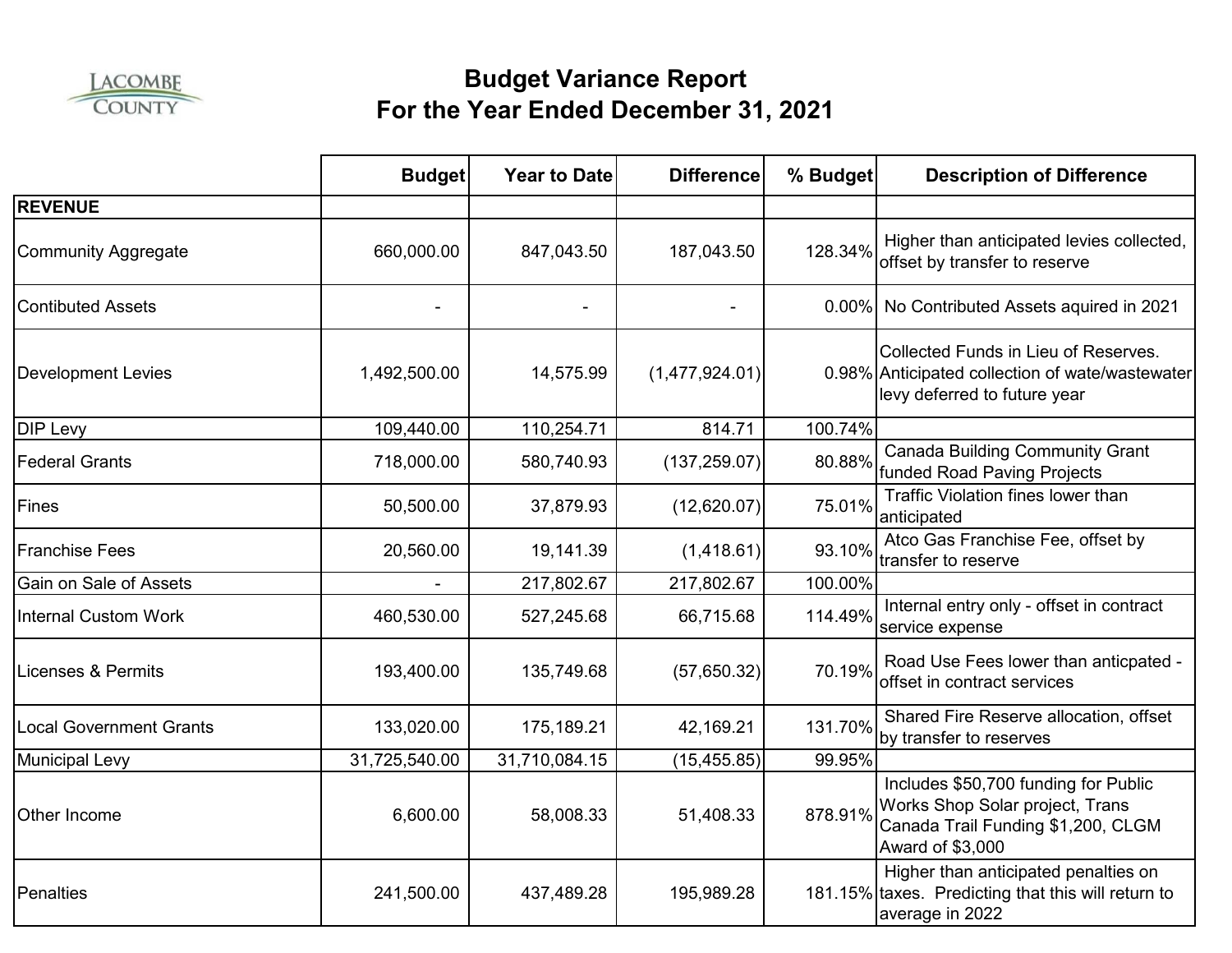LACOMBE COUNTY

# Budget Variance Report
## For the Year Ended December 31, 2021

| | Budget | Year to Date | Difference | % Budget | Description of Difference |
|---|---|---|---|---|---|
| **REVENUE** | | | | | |
| Community Aggregate | 660,000.00 | 847,043.50 | 187,043.50 | 128.34% | Higher than anticipated levies collected, offset by transfer to reserve |
| Contibuted Assets | - | - | - | 0.00% | No Contributed Assets aquired in 2021 |
| Development Levies | 1,492,500.00 | 14,575.99 | (1,477,924.01) | 0.98% | Collected Funds in Lieu of Reserves. Anticipated collection of wate/wastewater levy deferred to future year |
| DIP Levy | 109,440.00 | 110,254.71 | 814.71 | 100.74% | |
| Federal Grants | 718,000.00 | 580,740.93 | (137,259.07) | 80.88% | Canada Building Community Grant funded Road Paving Projects |
| Fines | 50,500.00 | 37,879.93 | (12,620.07) | 75.01% | Traffic Violation fines lower than anticipated |
| Franchise Fees | 20,560.00 | 19,141.39 | (1,418.61) | 93.10% | Atco Gas Franchise Fee, offset by transfer to reserve |
| Gain on Sale of Assets | - | 217,802.67 | 217,802.67 | 100.00% | |
| Internal Custom Work | 460,530.00 | 527,245.68 | 66,715.68 | 114.49% | Internal entry only - offset in contract service expense |
| Licenses & Permits | 193,400.00 | 135,749.68 | (57,650.32) | 70.19% | Road Use Fees lower than anticpated - offset in contract services |
| Local Government Grants | 133,020.00 | 175,189.21 | 42,169.21 | 131.70% | Shared Fire Reserve allocation, offset by transfer to reserves |
| Municipal Levy | 31,725,540.00 | 31,710,084.15 | (15,455.85) | 99.95% | |
| Other Income | 6,600.00 | 58,008.33 | 51,408.33 | 878.91% | Includes $50,700 funding for Public Works Shop Solar project, Trans Canada Trail Funding $1,200, CLGM Award of $3,000 |
| Penalties | 241,500.00 | 437,489.28 | 195,989.28 | 181.15% | Higher than anticipated penalties on taxes. Predicting that this will return to average in 2022 |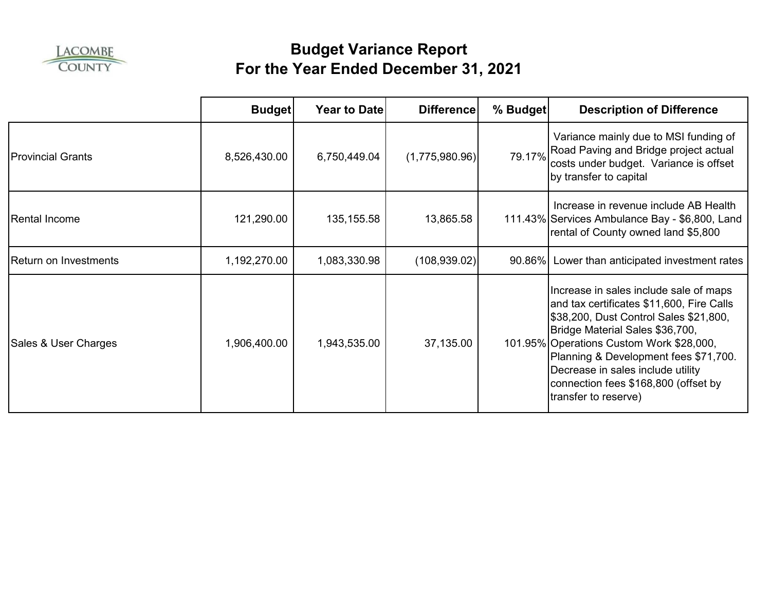# Budget Variance Report
## For the Year Ended December 31, 2021

| | Budget | Year to Date | Difference | % Budget | Description of Difference |
|---|---|---|---|---|---|
| Provincial Grants | 8,526,430.00 | 6,750,449.04 | (1,775,980.96) | 79.17% | Variance mainly due to MSI funding of Road Paving and Bridge project actual costs under budget. Variance is offset by transfer to capital |
| Rental Income | 121,290.00 | 135,155.58 | 13,865.58 | 111.43% | Increase in revenue include AB Health Services Ambulance Bay - $6,800, Land rental of County owned land $5,800 |
| Return on Investments | 1,192,270.00 | 1,083,330.98 | (108,939.02) | 90.86% | Lower than anticipated investment rates |
| Sales & User Charges | 1,906,400.00 | 1,943,535.00 | 37,135.00 | 101.95% | Increase in sales include sale of maps and tax certificates $11,600, Fire Calls $38,200, Dust Control Sales $21,800, Bridge Material Sales $36,700, Operations Custom Work $28,000, Planning & Development fees $71,700. Decrease in sales include utility connection fees $168,800 (offset by transfer to reserve) |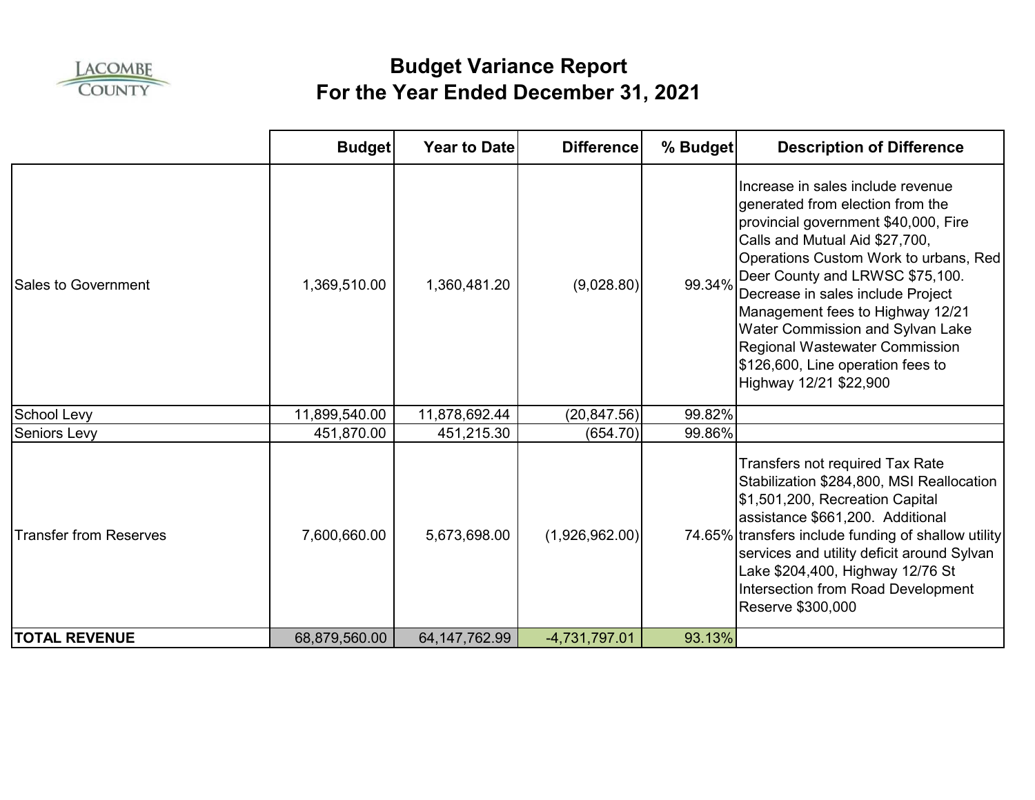# Budget Variance Report
## For the Year Ended December 31, 2021

| | Budget | Year to Date | Difference | % Budget | Description of Difference |
|---|---|---|---|---|---|
| Sales to Government | 1,369,510.00 | 1,360,481.20 | (9,028.80) | 99.34% | Increase in sales include revenue generated from election from the provincial government $40,000, Fire Calls and Mutual Aid $27,700, Operations Custom Work to urbans, Red Deer County and LRWSC $75,100. Decrease in sales include Project Management fees to Highway 12/21 Water Commission and Sylvan Lake Regional Wastewater Commission $126,600, Line operation fees to Highway 12/21 $22,900 |
| School Levy | 11,899,540.00 | 11,878,692.44 | (20,847.56) | 99.82% | |
| Seniors Levy | 451,870.00 | 451,215.30 | (654.70) | 99.86% | |
| Transfer from Reserves | 7,600,660.00 | 5,673,698.00 | (1,926,962.00) | 74.65% | Transfers not required Tax Rate Stabilization $284,800, MSI Reallocation $1,501,200, Recreation Capital assistance $661,200. Additional transfers include funding of shallow utility services and utility deficit around Sylvan Lake $204,400, Highway 12/76 St Intersection from Road Development Reserve $300,000 |
| **TOTAL REVENUE** | 68,879,560.00 | 64,147,762.99 | -4,731,797.01 | 93.13% | |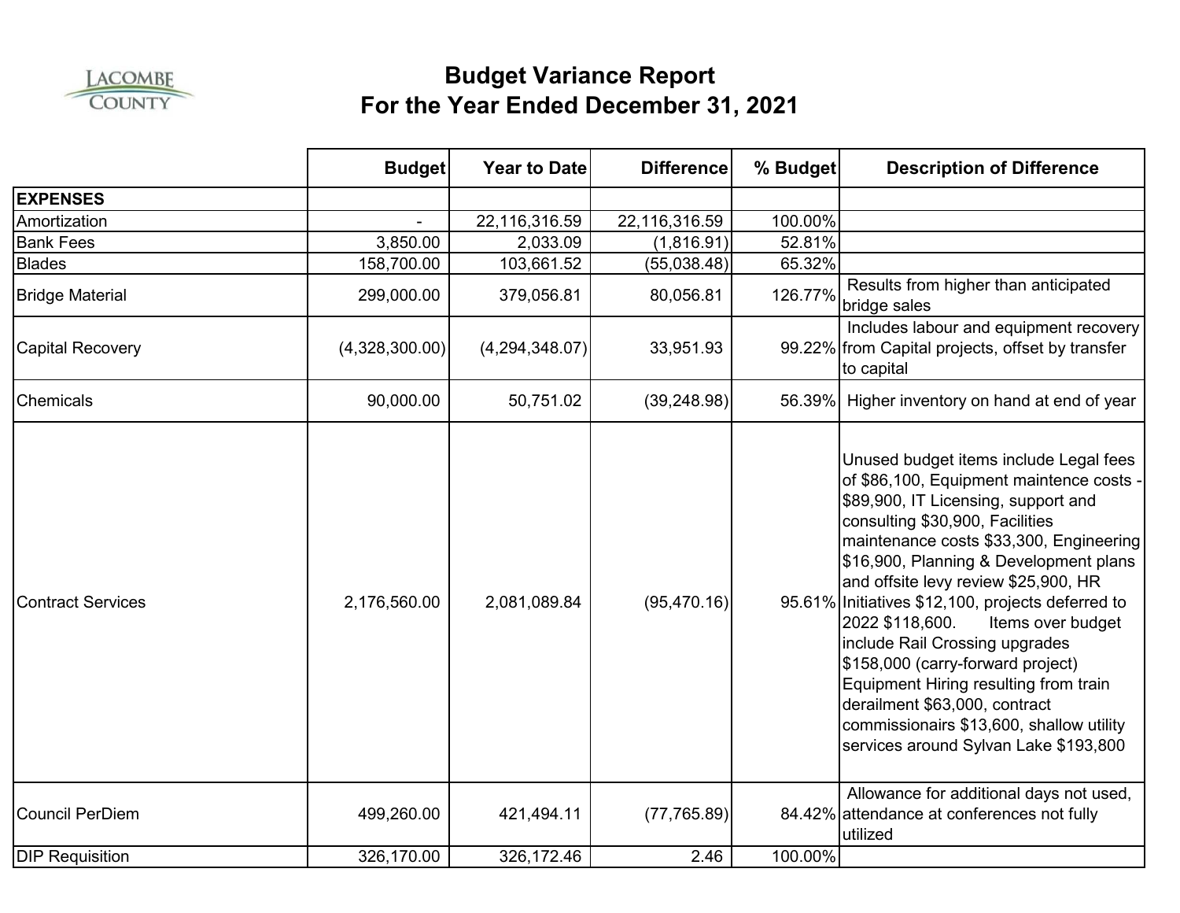# Budget Variance Report
## For the Year Ended December 31, 2021

| | Budget | Year to Date | Difference | % Budget | Description of Difference |
|---|---|---|---|---|---|
| **EXPENSES** | | | | | |
| Amortization | - | 22,116,316.59 | 22,116,316.59 | 100.00% | |
| Bank Fees | 3,850.00 | 2,033.09 | (1,816.91) | 52.81% | |
| Blades | 158,700.00 | 103,661.52 | (55,038.48) | 65.32% | |
| Bridge Material | 299,000.00 | 379,056.81 | 80,056.81 | 126.77% | Results from higher than anticipated bridge sales |
| Capital Recovery | (4,328,300.00) | (4,294,348.07) | 33,951.93 | 99.22% | Includes labour and equipment recovery from Capital projects, offset by transfer to capital |
| Chemicals | 90,000.00 | 50,751.02 | (39,248.98) | 56.39% | Higher inventory on hand at end of year |
| Contract Services | 2,176,560.00 | 2,081,089.84 | (95,470.16) | 95.61% | Unused budget items include Legal fees of $86,100, Equipment maintence costs - $89,900, IT Licensing, support and consulting $30,900, Facilities maintenance costs $33,300, Engineering $16,900, Planning & Development plans and offsite levy review $25,900, HR Initiatives $12,100, projects deferred to 2022 $118,600. Items over budget include Rail Crossing upgrades $158,000 (carry-forward project) Equipment Hiring resulting from train derailment $63,000, contract commissionairs $13,600, shallow utility services around Sylvan Lake $193,800 |
| Council PerDiem | 499,260.00 | 421,494.11 | (77,765.89) | 84.42% | Allowance for additional days not used, attendance at conferences not fully utilized |
| DIP Requisition | 326,170.00 | 326,172.46 | 2.46 | 100.00% | |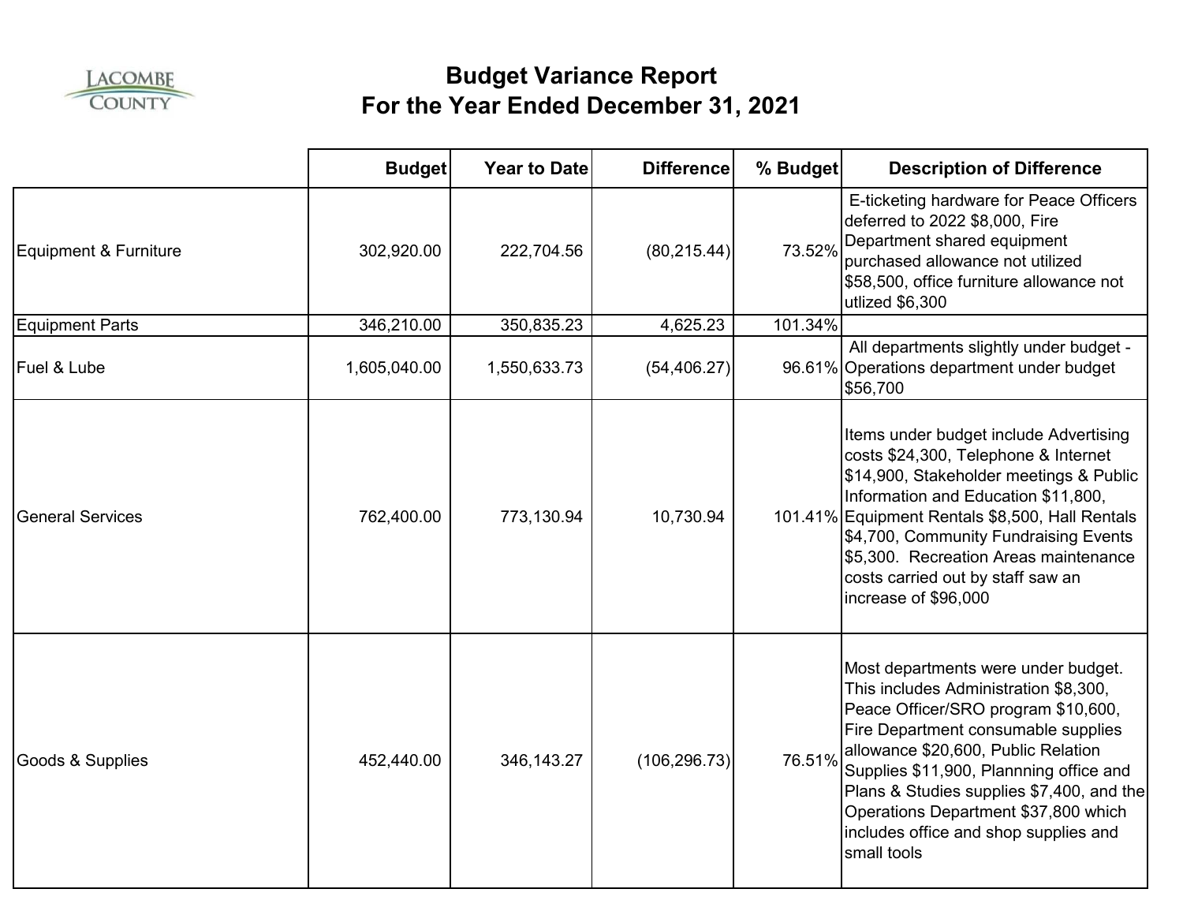Lacombe County

# Budget Variance Report
## For the Year Ended December 31, 2021

| | Budget | Year to Date | Difference | % Budget | Description of Difference |
|---|---|---|---|---|---|
| Equipment & Furniture | 302,920.00 | 222,704.56 | (80,215.44) | 73.52% | E-ticketing hardware for Peace Officers deferred to 2022 $8,000, Fire Department shared equipment purchased allowance not utilized $58,500, office furniture allowance not utlized $6,300 |
| Equipment Parts | 346,210.00 | 350,835.23 | 4,625.23 | 101.34% | |
| Fuel & Lube | 1,605,040.00 | 1,550,633.73 | (54,406.27) | 96.61% | All departments slightly under budget - Operations department under budget $56,700 |
| General Services | 762,400.00 | 773,130.94 | 10,730.94 | 101.41% | Items under budget include Advertising costs $24,300, Telephone & Internet $14,900, Stakeholder meetings & Public Information and Education $11,800, Equipment Rentals $8,500, Hall Rentals $4,700, Community Fundraising Events $5,300. Recreation Areas maintenance costs carried out by staff saw an increase of $96,000 |
| Goods & Supplies | 452,440.00 | 346,143.27 | (106,296.73) | 76.51% | Most departments were under budget. This includes Administration $8,300, Peace Officer/SRO program $10,600, Fire Department consumable supplies allowance $20,600, Public Relation Supplies $11,900, Plannning office and Plans & Studies supplies $7,400, and the Operations Department $37,800 which includes office and shop supplies and small tools |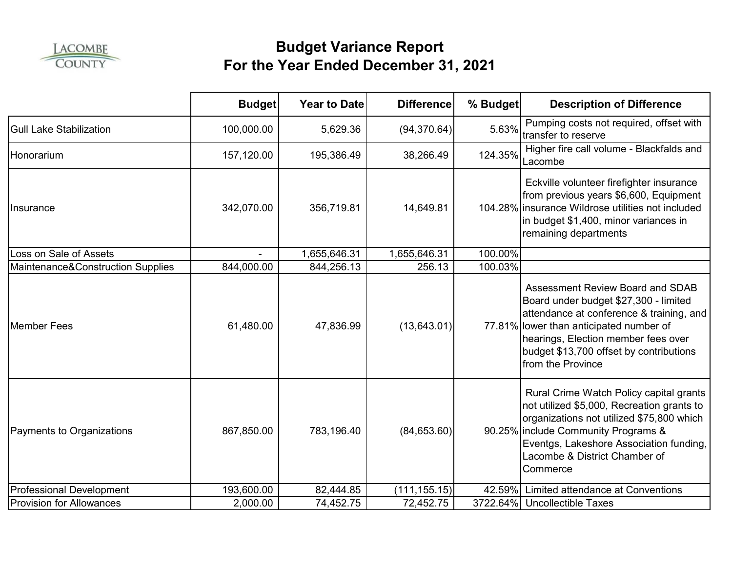# Budget Variance Report
## For the Year Ended December 31, 2021

| | Budget | Year to Date | Difference | % Budget | Description of Difference |
|---|---|---|---|---|---|
| Gull Lake Stabilization | 100,000.00 | 5,629.36 | (94,370.64) | 5.63% | Pumping costs not required, offset with transfer to reserve |
| Honorarium | 157,120.00 | 195,386.49 | 38,266.49 | 124.35% | Higher fire call volume - Blackfalds and Lacombe |
| Insurance | 342,070.00 | 356,719.81 | 14,649.81 | 104.28% | Eckville volunteer firefighter insurance from previous years $6,600, Equipment insurance Wildrose utilities not included in budget $1,400, minor variances in remaining departments |
| Loss on Sale of Assets | - | 1,655,646.31 | 1,655,646.31 | 100.00% | |
| Maintenance&Construction Supplies | 844,000.00 | 844,256.13 | 256.13 | 100.03% | |
| Member Fees | 61,480.00 | 47,836.99 | (13,643.01) | 77.81% | Assessment Review Board and SDAB Board under budget $27,300 - limited attendance at conference & training, and lower than anticipated number of hearings, Election member fees over budget $13,700 offset by contributions from the Province |
| Payments to Organizations | 867,850.00 | 783,196.40 | (84,653.60) | 90.25% | Rural Crime Watch Policy capital grants not utilized $5,000, Recreation grants to organizations not utilized $75,800 which include Community Programs & Eventgs, Lakeshore Association funding, Lacombe & District Chamber of Commerce |
| Professional Development | 193,600.00 | 82,444.85 | (111,155.15) | 42.59% | Limited attendance at Conventions |
| Provision for Allowances | 2,000.00 | 74,452.75 | 72,452.75 | 3722.64% | Uncollectible Taxes |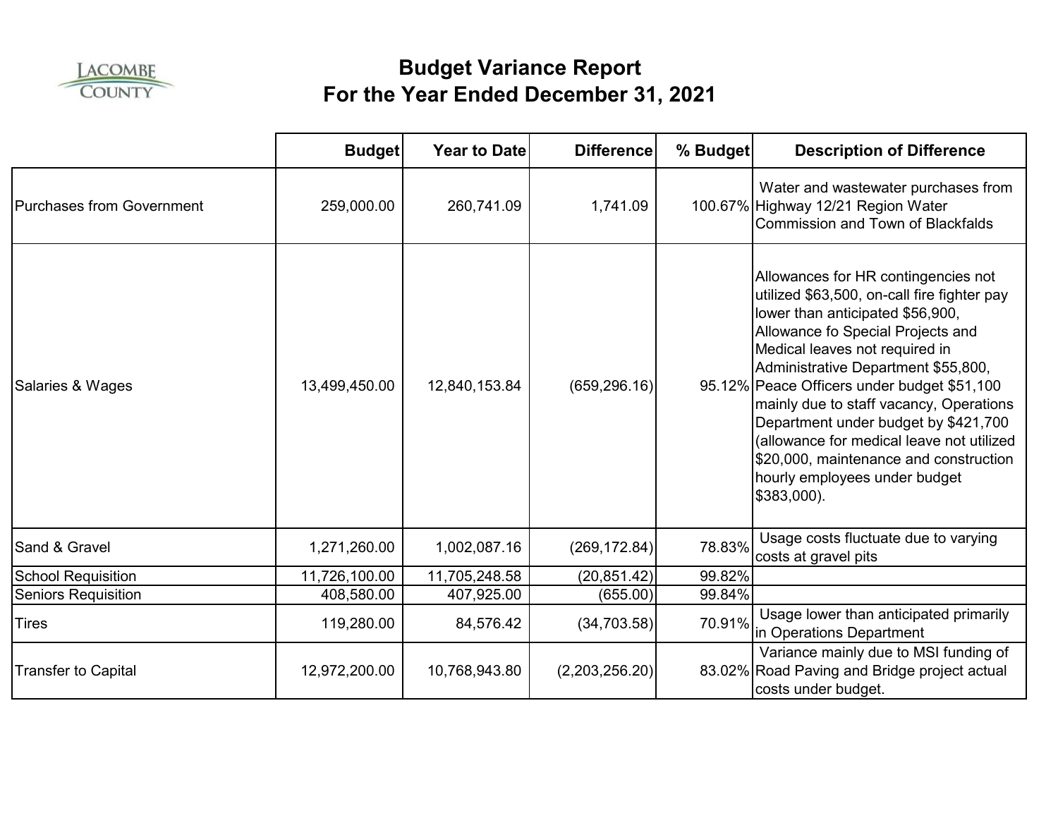# Budget Variance Report
## For the Year Ended December 31, 2021

| | Budget | Year to Date | Difference | % Budget | Description of Difference |
|---|---|---|---|---|---|
| Purchases from Government | 259,000.00 | 260,741.09 | 1,741.09 | 100.67% | Water and wastewater purchases from Highway 12/21 Region Water Commission and Town of Blackfalds |
| Salaries & Wages | 13,499,450.00 | 12,840,153.84 | (659,296.16) | 95.12% | Allowances for HR contingencies not utilized $63,500, on-call fire fighter pay lower than anticipated $56,900, Allowance fo Special Projects and Medical leaves not required in Administrative Department $55,800, Peace Officers under budget $51,100 mainly due to staff vacancy, Operations Department under budget by $421,700 (allowance for medical leave not utilized $20,000, maintenance and construction hourly employees under budget $383,000). |
| Sand & Gravel | 1,271,260.00 | 1,002,087.16 | (269,172.84) | 78.83% | Usage costs fluctuate due to varying costs at gravel pits |
| School Requisition | 11,726,100.00 | 11,705,248.58 | (20,851.42) | 99.82% | |
| Seniors Requisition | 408,580.00 | 407,925.00 | (655.00) | 99.84% | |
| Tires | 119,280.00 | 84,576.42 | (34,703.58) | 70.91% | Usage lower than anticipated primarily in Operations Department |
| Transfer to Capital | 12,972,200.00 | 10,768,943.80 | (2,203,256.20) | 83.02% | Variance mainly due to MSI funding of Road Paving and Bridge project actual costs under budget. |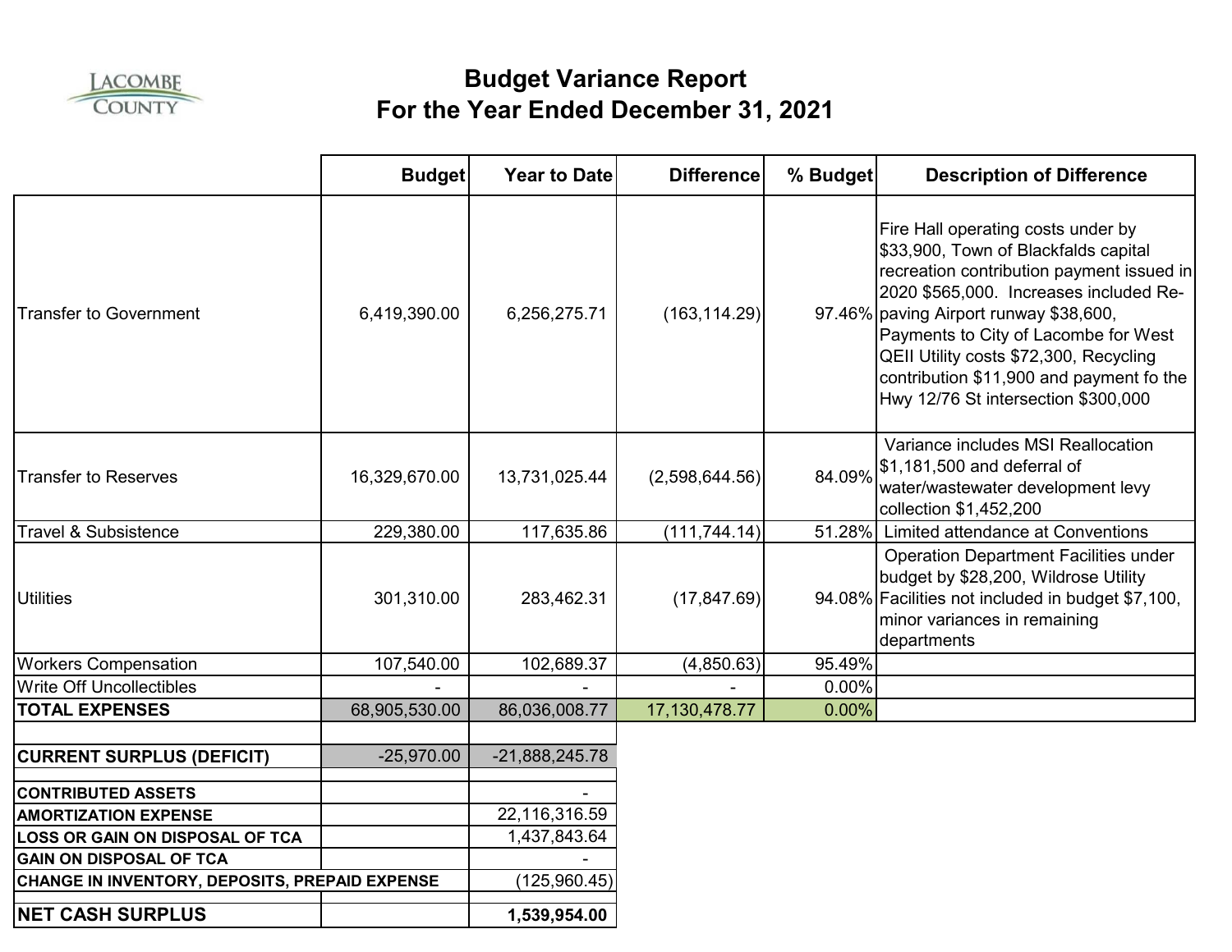# Budget Variance Report
## For the Year Ended December 31, 2021

| | Budget | Year to Date | Difference | % Budget | Description of Difference |
|---|---|---|---|---|---|
| Transfer to Government | 6,419,390.00 | 6,256,275.71 | (163,114.29) | 97.46% | Fire Hall operating costs under by $33,900, Town of Blackfalds capital recreation contribution payment issued in 2020 $565,000. Increases included Re-paving Airport runway $38,600, Payments to City of Lacombe for West QEII Utility costs $72,300, Recycling contribution $11,900 and payment fo the Hwy 12/76 St intersection $300,000 |
| Transfer to Reserves | 16,329,670.00 | 13,731,025.44 | (2,598,644.56) | 84.09% | Variance includes MSI Reallocation $1,181,500 and deferral of water/wastewater development levy collection $1,452,200 |
| Travel & Subsistence | 229,380.00 | 117,635.86 | (111,744.14) | 51.28% | Limited attendance at Conventions |
| Utilities | 301,310.00 | 283,462.31 | (17,847.69) | 94.08% | Operation Department Facilities under budget by $28,200, Wildrose Utility Facilities not included in budget $7,100, minor variances in remaining departments |
| Workers Compensation | 107,540.00 | 102,689.37 | (4,850.63) | 95.49% | |
| Write Off Uncollectibles | - | - | - | 0.00% | |
| **TOTAL EXPENSES** | 68,905,530.00 | 86,036,008.77 | 17,130,478.77 | 0.00% | |
| | | | | | |
| **CURRENT SURPLUS (DEFICIT)** | -25,970.00 | -21,888,245.78 | | | |
| | | | | | |
| **CONTRIBUTED ASSETS** | | - | | | |
| **AMORTIZATION EXPENSE** | | 22,116,316.59 | | | |
| **LOSS OR GAIN ON DISPOSAL OF TCA** | | 1,437,843.64 | | | |
| **GAIN ON DISPOSAL OF TCA** | | - | | | |
| **CHANGE IN INVENTORY, DEPOSITS, PREPAID EXPENSE** | | (125,960.45) | | | |
| | | | | | |
| **NET CASH SURPLUS** | | **1,539,954.00** | | | |